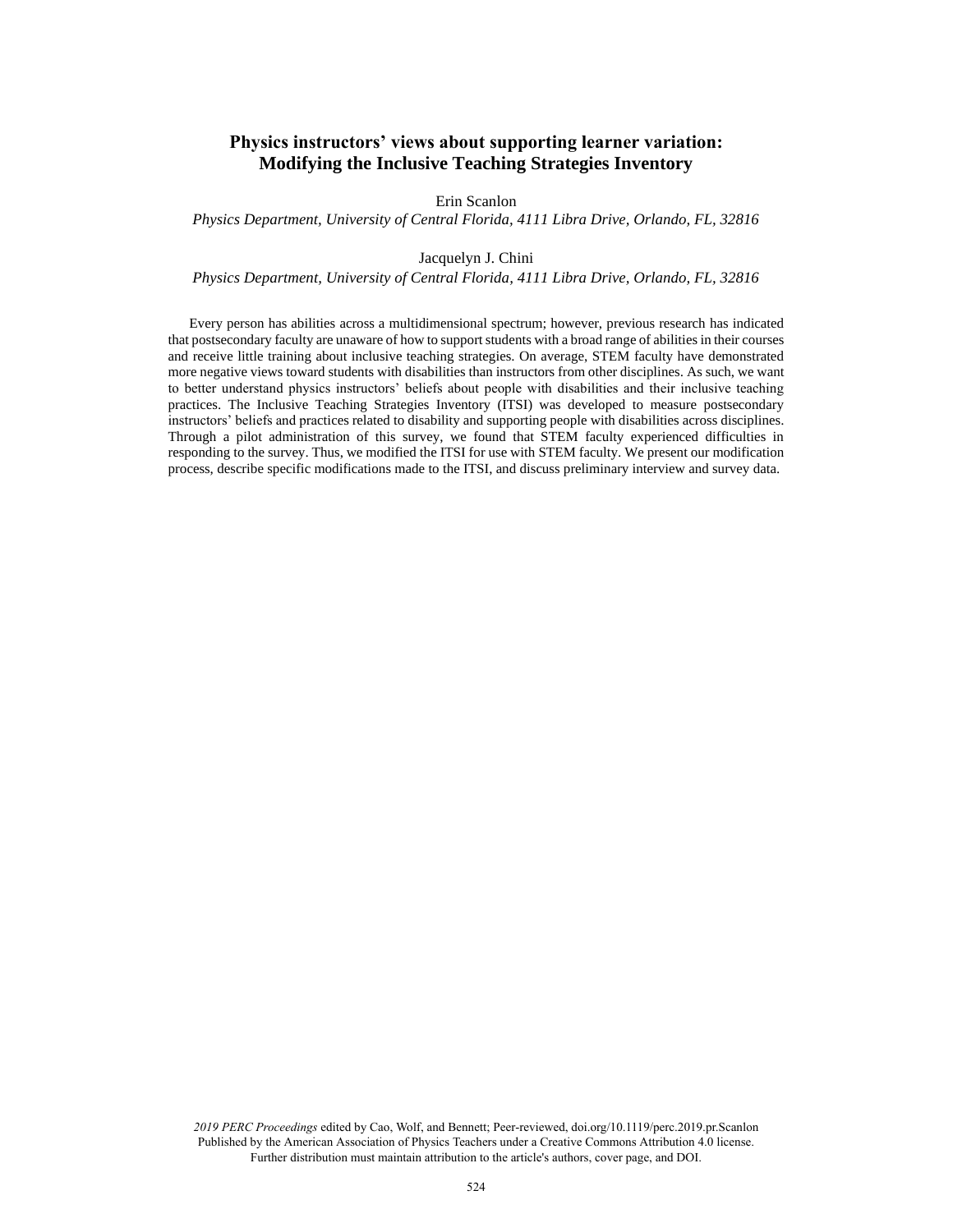# Physics instructors' views about supporting learner variation: Modifying the Inclusive Teaching Strategies Inventory

Erin Scanlon

*Physics Department, University of Central Florida, 4111 Libra Drive, Orlando, FL, 32816*

Jacquelyn J. Chini

*Physics Department, University of Central Florida, 4111 Libra Drive, Orlando, FL, 32816*

Every person has abilities across a multidimensional spectrum; however, previous research has indicated that postsecondary faculty are unaware of how to support students with a broad range of abilities in their courses and receive little training about inclusive teaching strategies. On average, STEM faculty have demonstrated more negative views toward students with disabilities than instructors from other disciplines. As such, we want to better understand physics instructors' beliefs about people with disabilities and their inclusive teaching practices. The Inclusive Teaching Strategies Inventory (ITSI) was developed to measure postsecondary instructors' beliefs and practices related to disability and supporting people with disabilities across disciplines. Through a pilot administration of this survey, we found that STEM faculty experienced difficulties in responding to the survey. Thus, we modified the ITSI for use with STEM faculty. We present our modification process, describe specific modifications made to the ITSI, and discuss preliminary interview and survey data.

*2019 PERC Proceedings* edited by Cao, Wolf, and Bennett; Peer-reviewed, doi.org/10.1119/perc.2019.pr.Scanlon
Published by the American Association of Physics Teachers under a Creative Commons Attribution 4.0 license.
Further distribution must maintain attribution to the article's authors, cover page, and DOI.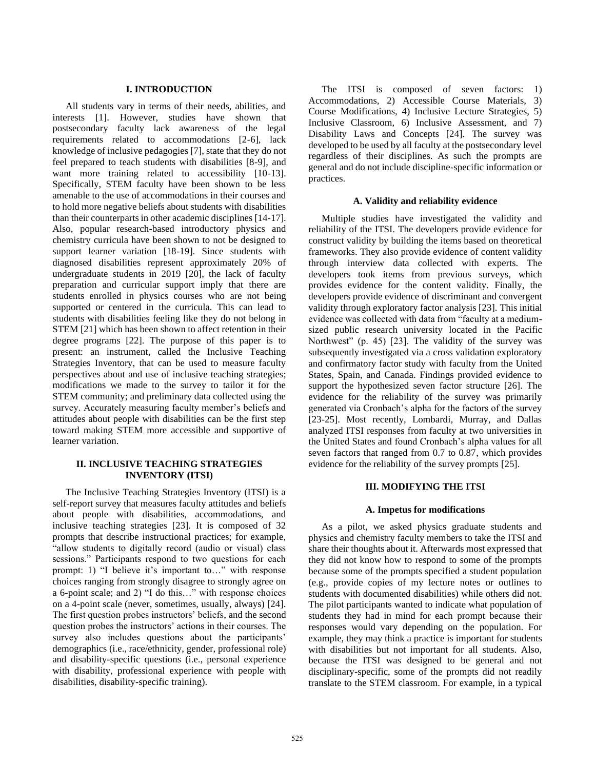## I. INTRODUCTION

All students vary in terms of their needs, abilities, and interests [1]. However, studies have shown that postsecondary faculty lack awareness of the legal requirements related to accommodations [2-6], lack knowledge of inclusive pedagogies [7], state that they do not feel prepared to teach students with disabilities [8-9], and want more training related to accessibility [10-13]. Specifically, STEM faculty have been shown to be less amenable to the use of accommodations in their courses and to hold more negative beliefs about students with disabilities than their counterparts in other academic disciplines [14-17]. Also, popular research-based introductory physics and chemistry curricula have been shown to not be designed to support learner variation [18-19]. Since students with diagnosed disabilities represent approximately 20% of undergraduate students in 2019 [20], the lack of faculty preparation and curricular support imply that there are students enrolled in physics courses who are not being supported or centered in the curricula. This can lead to students with disabilities feeling like they do not belong in STEM [21] which has been shown to affect retention in their degree programs [22]. The purpose of this paper is to present: an instrument, called the Inclusive Teaching Strategies Inventory, that can be used to measure faculty perspectives about and use of inclusive teaching strategies; modifications we made to the survey to tailor it for the STEM community; and preliminary data collected using the survey. Accurately measuring faculty member's beliefs and attitudes about people with disabilities can be the first step toward making STEM more accessible and supportive of learner variation.

## II. INCLUSIVE TEACHING STRATEGIES INVENTORY (ITSI)

The Inclusive Teaching Strategies Inventory (ITSI) is a self-report survey that measures faculty attitudes and beliefs about people with disabilities, accommodations, and inclusive teaching strategies [23]. It is composed of 32 prompts that describe instructional practices; for example, "allow students to digitally record (audio or visual) class sessions." Participants respond to two questions for each prompt: 1) "I believe it's important to…" with response choices ranging from strongly disagree to strongly agree on a 6-point scale; and 2) "I do this…" with response choices on a 4-point scale (never, sometimes, usually, always) [24]. The first question probes instructors' beliefs, and the second question probes the instructors' actions in their courses. The survey also includes questions about the participants' demographics (i.e., race/ethnicity, gender, professional role) and disability-specific questions (i.e., personal experience with disability, professional experience with people with disabilities, disability-specific training).

The ITSI is composed of seven factors: 1) Accommodations, 2) Accessible Course Materials, 3) Course Modifications, 4) Inclusive Lecture Strategies, 5) Inclusive Classroom, 6) Inclusive Assessment, and 7) Disability Laws and Concepts [24]. The survey was developed to be used by all faculty at the postsecondary level regardless of their disciplines. As such the prompts are general and do not include discipline-specific information or practices.

### A. Validity and reliability evidence

Multiple studies have investigated the validity and reliability of the ITSI. The developers provide evidence for construct validity by building the items based on theoretical frameworks. They also provide evidence of content validity through interview data collected with experts. The developers took items from previous surveys, which provides evidence for the content validity. Finally, the developers provide evidence of discriminant and convergent validity through exploratory factor analysis [23]. This initial evidence was collected with data from "faculty at a medium-sized public research university located in the Pacific Northwest" (p. 45) [23]. The validity of the survey was subsequently investigated via a cross validation exploratory and confirmatory factor study with faculty from the United States, Spain, and Canada. Findings provided evidence to support the hypothesized seven factor structure [26]. The evidence for the reliability of the survey was primarily generated via Cronbach's alpha for the factors of the survey [23-25]. Most recently, Lombardi, Murray, and Dallas analyzed ITSI responses from faculty at two universities in the United States and found Cronbach's alpha values for all seven factors that ranged from 0.7 to 0.87, which provides evidence for the reliability of the survey prompts [25].

## III. MODIFYING THE ITSI

### A. Impetus for modifications

As a pilot, we asked physics graduate students and physics and chemistry faculty members to take the ITSI and share their thoughts about it. Afterwards most expressed that they did not know how to respond to some of the prompts because some of the prompts specified a student population (e.g., provide copies of my lecture notes or outlines to students with documented disabilities) while others did not. The pilot participants wanted to indicate what population of students they had in mind for each prompt because their responses would vary depending on the population. For example, they may think a practice is important for students with disabilities but not important for all students. Also, because the ITSI was designed to be general and not disciplinary-specific, some of the prompts did not readily translate to the STEM classroom. For example, in a typical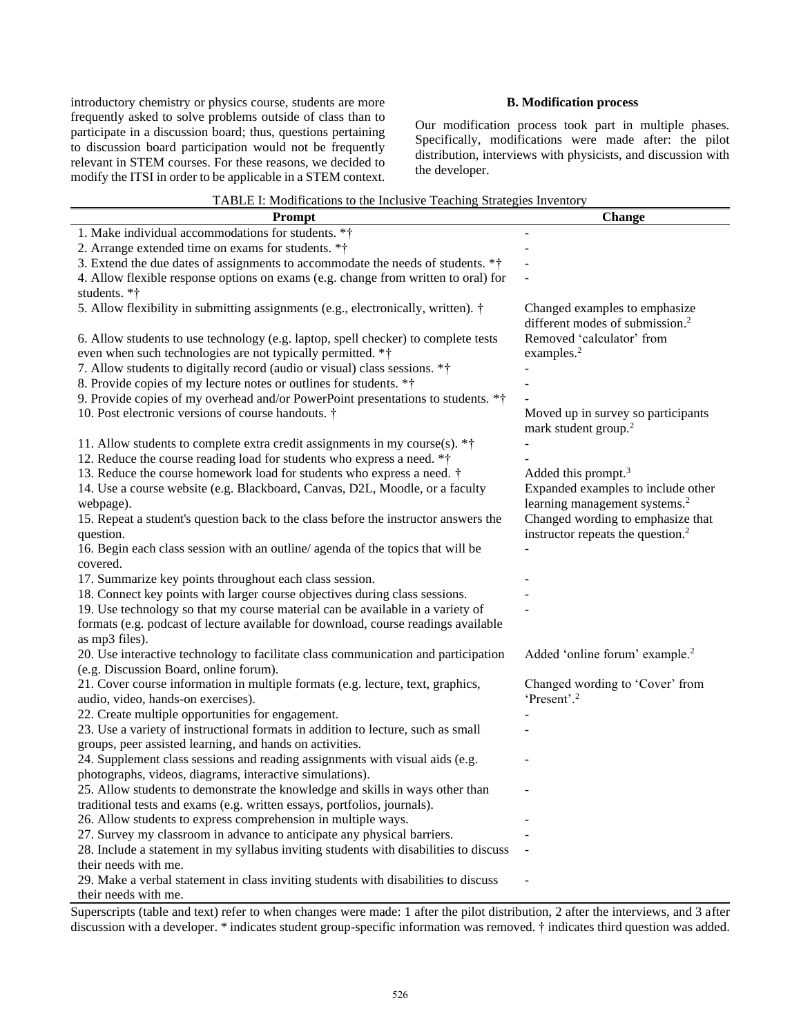introductory chemistry or physics course, students are more frequently asked to solve problems outside of class than to participate in a discussion board; thus, questions pertaining to discussion board participation would not be frequently relevant in STEM courses. For these reasons, we decided to modify the ITSI in order to be applicable in a STEM context.

### B. Modification process

Our modification process took part in multiple phases. Specifically, modifications were made after: the pilot distribution, interviews with physicists, and discussion with the developer.

TABLE I: Modifications to the Inclusive Teaching Strategies Inventory

| Prompt | Change |
|---|---|
| 1. Make individual accommodations for students. *† | - |
| 2. Arrange extended time on exams for students. *† | - |
| 3. Extend the due dates of assignments to accommodate the needs of students. *† | - |
| 4. Allow flexible response options on exams (e.g. change from written to oral) for students. *† | - |
| 5. Allow flexibility in submitting assignments (e.g., electronically, written). † | Changed examples to emphasize different modes of submission.[2] |
| 6. Allow students to use technology (e.g. laptop, spell checker) to complete tests even when such technologies are not typically permitted. *† | Removed 'calculator' from examples.[2] |
| 7. Allow students to digitally record (audio or visual) class sessions. *† | - |
| 8. Provide copies of my lecture notes or outlines for students. *† | - |
| 9. Provide copies of my overhead and/or PowerPoint presentations to students. *† | - |
| 10. Post electronic versions of course handouts. † | Moved up in survey so participants mark student group.[2] |
| 11. Allow students to complete extra credit assignments in my course(s). *† | - |
| 12. Reduce the course reading load for students who express a need. *† | - |
| 13. Reduce the course homework load for students who express a need. † | Added this prompt.[3] |
| 14. Use a course website (e.g. Blackboard, Canvas, D2L, Moodle, or a faculty webpage). | Expanded examples to include other learning management systems.[2] |
| 15. Repeat a student's question back to the class before the instructor answers the question. | Changed wording to emphasize that instructor repeats the question.[2] |
| 16. Begin each class session with an outline/ agenda of the topics that will be covered. | - |
| 17. Summarize key points throughout each class session. | - |
| 18. Connect key points with larger course objectives during class sessions. | - |
| 19. Use technology so that my course material can be available in a variety of formats (e.g. podcast of lecture available for download, course readings available as mp3 files). | - |
| 20. Use interactive technology to facilitate class communication and participation (e.g. Discussion Board, online forum). | Added 'online forum' example.[2] |
| 21. Cover course information in multiple formats (e.g. lecture, text, graphics, audio, video, hands-on exercises). | Changed wording to 'Cover' from 'Present'.[2] |
| 22. Create multiple opportunities for engagement. | - |
| 23. Use a variety of instructional formats in addition to lecture, such as small groups, peer assisted learning, and hands on activities. | - |
| 24. Supplement class sessions and reading assignments with visual aids (e.g. photographs, videos, diagrams, interactive simulations). | - |
| 25. Allow students to demonstrate the knowledge and skills in ways other than traditional tests and exams (e.g. written essays, portfolios, journals). | - |
| 26. Allow students to express comprehension in multiple ways. | - |
| 27. Survey my classroom in advance to anticipate any physical barriers. | - |
| 28. Include a statement in my syllabus inviting students with disabilities to discuss their needs with me. | - |
| 29. Make a verbal statement in class inviting students with disabilities to discuss their needs with me. | - |

Superscripts (table and text) refer to when changes were made: 1 after the pilot distribution, 2 after the interviews, and 3 after discussion with a developer. * indicates student group-specific information was removed. † indicates third question was added.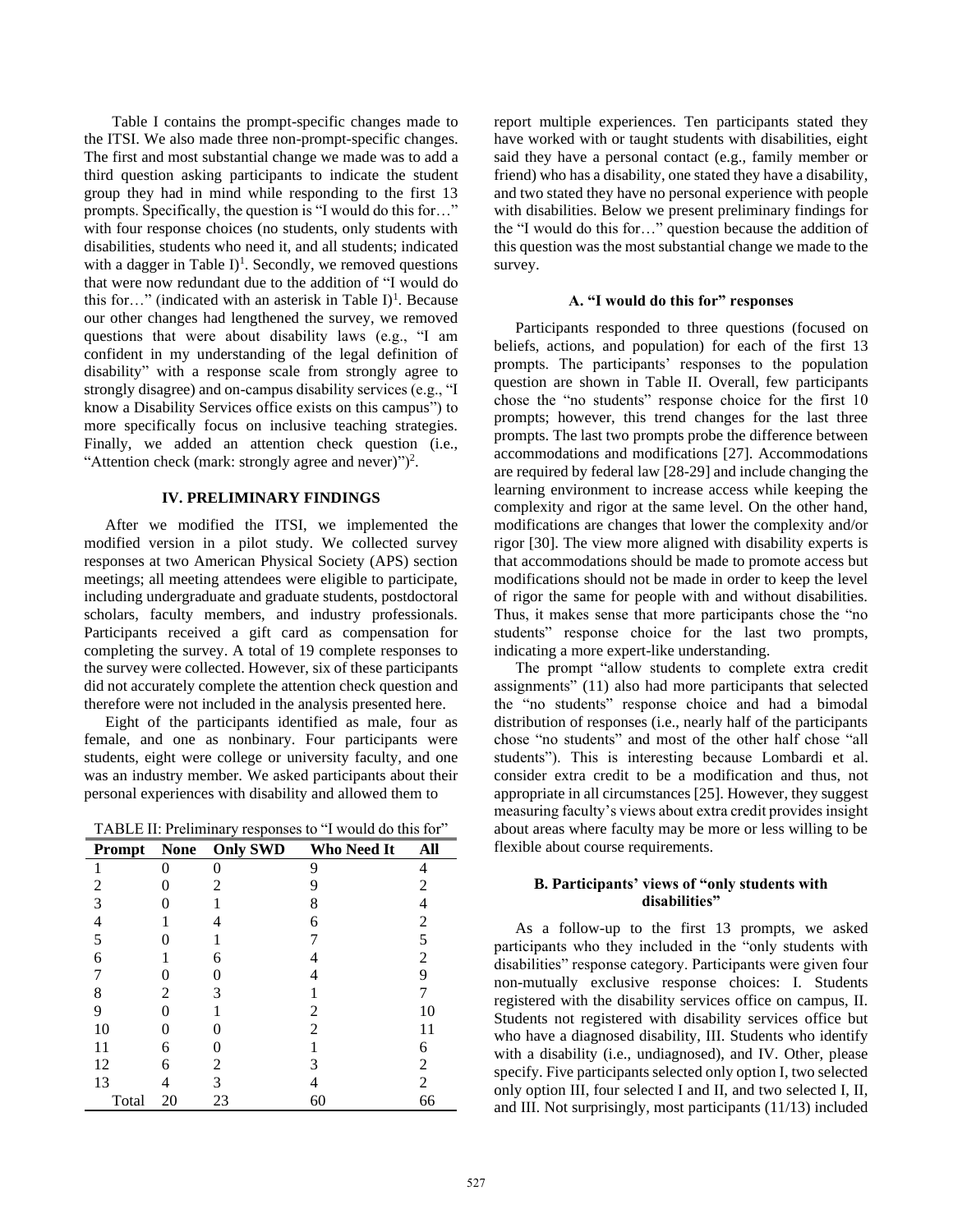Table I contains the prompt-specific changes made to the ITSI. We also made three non-prompt-specific changes. The first and most substantial change we made was to add a third question asking participants to indicate the student group they had in mind while responding to the first 13 prompts. Specifically, the question is "I would do this for…" with four response choices (no students, only students with disabilities, students who need it, and all students; indicated with a dagger in Table I)[1]. Secondly, we removed questions that were now redundant due to the addition of "I would do this for…" (indicated with an asterisk in Table I)[1]. Because our other changes had lengthened the survey, we removed questions that were about disability laws (e.g., "I am confident in my understanding of the legal definition of disability" with a response scale from strongly agree to strongly disagree) and on-campus disability services (e.g., "I know a Disability Services office exists on this campus") to more specifically focus on inclusive teaching strategies. Finally, we added an attention check question (i.e., "Attention check (mark: strongly agree and never)")[2].

## IV. PRELIMINARY FINDINGS

After we modified the ITSI, we implemented the modified version in a pilot study. We collected survey responses at two American Physical Society (APS) section meetings; all meeting attendees were eligible to participate, including undergraduate and graduate students, postdoctoral scholars, faculty members, and industry professionals. Participants received a gift card as compensation for completing the survey. A total of 19 complete responses to the survey were collected. However, six of these participants did not accurately complete the attention check question and therefore were not included in the analysis presented here.

Eight of the participants identified as male, four as female, and one as nonbinary. Four participants were students, eight were college or university faculty, and one was an industry member. We asked participants about their personal experiences with disability and allowed them to report multiple experiences. Ten participants stated they have worked with or taught students with disabilities, eight said they have a personal contact (e.g., family member or friend) who has a disability, one stated they have a disability, and two stated they have no personal experience with people with disabilities. Below we present preliminary findings for the "I would do this for…" question because the addition of this question was the most substantial change we made to the survey.

TABLE II: Preliminary responses to "I would do this for"

| Prompt | None | Only SWD | Who Need It | All |
|---|---|---|---|---|
| 1 | 0 | 0 | 9 | 4 |
| 2 | 0 | 2 | 9 | 2 |
| 3 | 0 | 1 | 8 | 4 |
| 4 | 1 | 4 | 6 | 2 |
| 5 | 0 | 1 | 7 | 5 |
| 6 | 1 | 6 | 4 | 2 |
| 7 | 0 | 0 | 4 | 9 |
| 8 | 2 | 3 | 1 | 7 |
| 9 | 0 | 1 | 2 | 10 |
| 10 | 0 | 0 | 2 | 11 |
| 11 | 6 | 0 | 1 | 6 |
| 12 | 6 | 2 | 3 | 2 |
| 13 | 4 | 3 | 4 | 2 |
| Total | 20 | 23 | 60 | 66 |

### A. "I would do this for" responses

Participants responded to three questions (focused on beliefs, actions, and population) for each of the first 13 prompts. The participants' responses to the population question are shown in Table II. Overall, few participants chose the "no students" response choice for the first 10 prompts; however, this trend changes for the last three prompts. The last two prompts probe the difference between accommodations and modifications [27]. Accommodations are required by federal law [28-29] and include changing the learning environment to increase access while keeping the complexity and rigor at the same level. On the other hand, modifications are changes that lower the complexity and/or rigor [30]. The view more aligned with disability experts is that accommodations should be made to promote access but modifications should not be made in order to keep the level of rigor the same for people with and without disabilities. Thus, it makes sense that more participants chose the "no students" response choice for the last two prompts, indicating a more expert-like understanding.

The prompt "allow students to complete extra credit assignments" (11) also had more participants that selected the "no students" response choice and had a bimodal distribution of responses (i.e., nearly half of the participants chose "no students" and most of the other half chose "all students"). This is interesting because Lombardi et al. consider extra credit to be a modification and thus, not appropriate in all circumstances [25]. However, they suggest measuring faculty's views about extra credit provides insight about areas where faculty may be more or less willing to be flexible about course requirements.

### B. Participants' views of "only students with disabilities"

As a follow-up to the first 13 prompts, we asked participants who they included in the "only students with disabilities" response category. Participants were given four non-mutually exclusive response choices: I. Students registered with the disability services office on campus, II. Students not registered with disability services office but who have a diagnosed disability, III. Students who identify with a disability (i.e., undiagnosed), and IV. Other, please specify. Five participants selected only option I, two selected only option III, four selected I and II, and two selected I, II, and III. Not surprisingly, most participants (11/13) included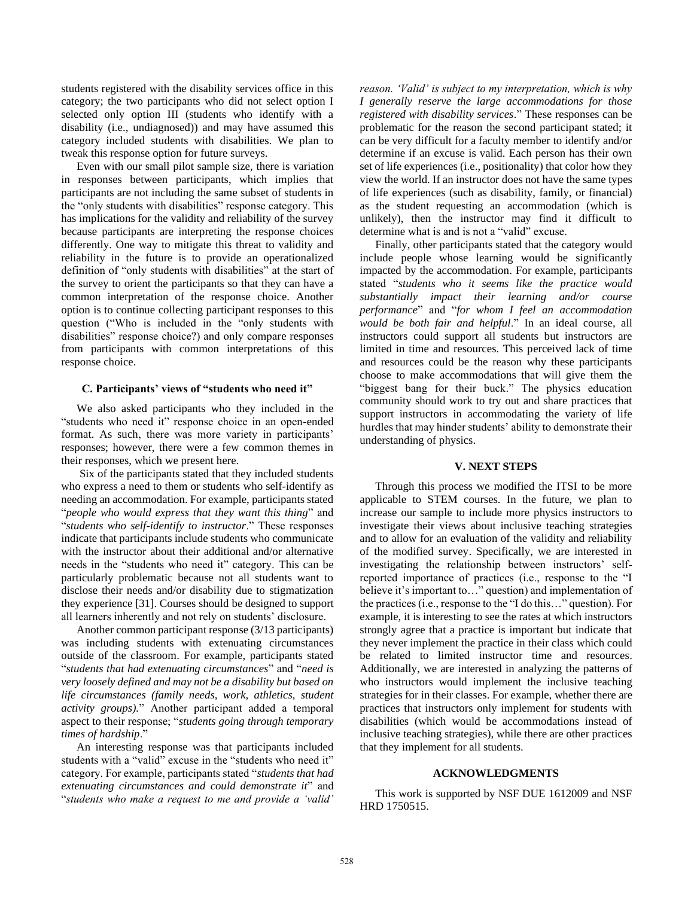students registered with the disability services office in this category; the two participants who did not select option I selected only option III (students who identify with a disability (i.e., undiagnosed)) and may have assumed this category included students with disabilities. We plan to tweak this response option for future surveys.

Even with our small pilot sample size, there is variation in responses between participants, which implies that participants are not including the same subset of students in the "only students with disabilities" response category. This has implications for the validity and reliability of the survey because participants are interpreting the response choices differently. One way to mitigate this threat to validity and reliability in the future is to provide an operationalized definition of "only students with disabilities" at the start of the survey to orient the participants so that they can have a common interpretation of the response choice. Another option is to continue collecting participant responses to this question ("Who is included in the "only students with disabilities" response choice?) and only compare responses from participants with common interpretations of this response choice.

### C. Participants' views of "students who need it"

We also asked participants who they included in the "students who need it" response choice in an open-ended format. As such, there was more variety in participants' responses; however, there were a few common themes in their responses, which we present here.

Six of the participants stated that they included students who express a need to them or students who self-identify as needing an accommodation. For example, participants stated "*people who would express that they want this thing*" and "*students who self-identify to instructor*." These responses indicate that participants include students who communicate with the instructor about their additional and/or alternative needs in the "students who need it" category. This can be particularly problematic because not all students want to disclose their needs and/or disability due to stigmatization they experience [31]. Courses should be designed to support all learners inherently and not rely on students' disclosure.

Another common participant response (3/13 participants) was including students with extenuating circumstances outside of the classroom. For example, participants stated "*students that had extenuating circumstances*" and "*need is very loosely defined and may not be a disability but based on life circumstances (family needs, work, athletics, student activity groups).*" Another participant added a temporal aspect to their response; "*students going through temporary times of hardship*."

An interesting response was that participants included students with a "valid" excuse in the "students who need it" category. For example, participants stated "*students that had extenuating circumstances and could demonstrate it*" and "*students who make a request to me and provide a 'valid' reason. 'Valid' is subject to my interpretation, which is why I generally reserve the large accommodations for those registered with disability services*." These responses can be problematic for the reason the second participant stated; it can be very difficult for a faculty member to identify and/or determine if an excuse is valid. Each person has their own set of life experiences (i.e., positionality) that color how they view the world. If an instructor does not have the same types of life experiences (such as disability, family, or financial) as the student requesting an accommodation (which is unlikely), then the instructor may find it difficult to determine what is and is not a "valid" excuse.

Finally, other participants stated that the category would include people whose learning would be significantly impacted by the accommodation. For example, participants stated "*students who it seems like the practice would substantially impact their learning and/or course performance*" and "*for whom I feel an accommodation would be both fair and helpful*." In an ideal course, all instructors could support all students but instructors are limited in time and resources. This perceived lack of time and resources could be the reason why these participants choose to make accommodations that will give them the "biggest bang for their buck." The physics education community should work to try out and share practices that support instructors in accommodating the variety of life hurdles that may hinder students' ability to demonstrate their understanding of physics.

## V. NEXT STEPS

Through this process we modified the ITSI to be more applicable to STEM courses. In the future, we plan to increase our sample to include more physics instructors to investigate their views about inclusive teaching strategies and to allow for an evaluation of the validity and reliability of the modified survey. Specifically, we are interested in investigating the relationship between instructors' self-reported importance of practices (i.e., response to the "I believe it's important to…" question) and implementation of the practices (i.e., response to the "I do this…" question). For example, it is interesting to see the rates at which instructors strongly agree that a practice is important but indicate that they never implement the practice in their class which could be related to limited instructor time and resources. Additionally, we are interested in analyzing the patterns of who instructors would implement the inclusive teaching strategies for in their classes. For example, whether there are practices that instructors only implement for students with disabilities (which would be accommodations instead of inclusive teaching strategies), while there are other practices that they implement for all students.

## ACKNOWLEDGMENTS

This work is supported by NSF DUE 1612009 and NSF HRD 1750515.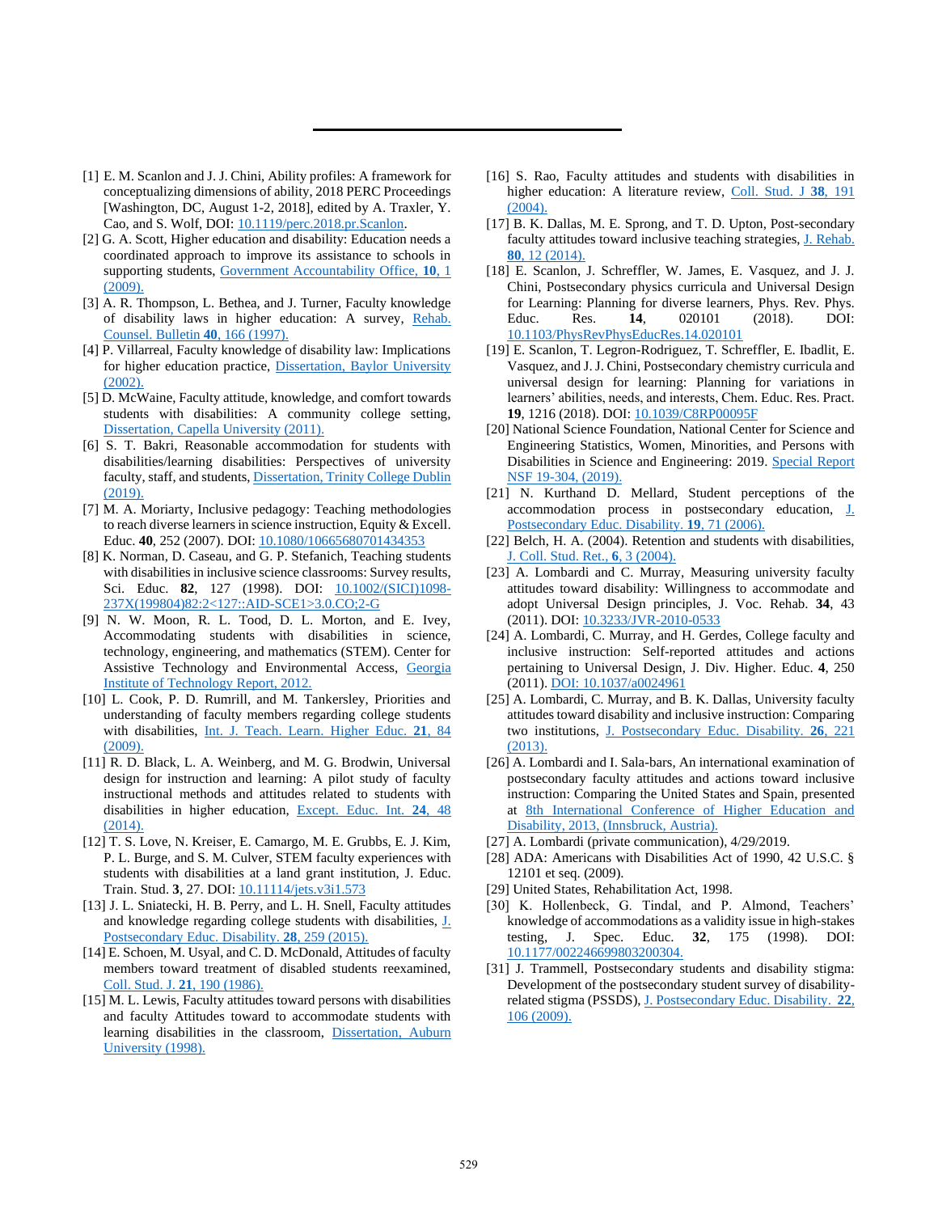[1] E. M. Scanlon and J. J. Chini, Ability profiles: A framework for conceptualizing dimensions of ability, 2018 PERC Proceedings [Washington, DC, August 1-2, 2018], edited by A. Traxler, Y. Cao, and S. Wolf, DOI: 10.1119/perc.2018.pr.Scanlon.

[2] G. A. Scott, Higher education and disability: Education needs a coordinated approach to improve its assistance to schools in supporting students, Government Accountability Office, **10**, 1 (2009).

[3] A. R. Thompson, L. Bethea, and J. Turner, Faculty knowledge of disability laws in higher education: A survey, Rehab. Counsel. Bulletin **40**, 166 (1997).

[4] P. Villarreal, Faculty knowledge of disability law: Implications for higher education practice, Dissertation, Baylor University (2002).

[5] D. McWaine, Faculty attitude, knowledge, and comfort towards students with disabilities: A community college setting, Dissertation, Capella University (2011).

[6] S. T. Bakri, Reasonable accommodation for students with disabilities/learning disabilities: Perspectives of university faculty, staff, and students, Dissertation, Trinity College Dublin (2019).

[7] M. A. Moriarty, Inclusive pedagogy: Teaching methodologies to reach diverse learners in science instruction, Equity & Excell. Educ. **40**, 252 (2007). DOI: 10.1080/10665680701434353

[8] K. Norman, D. Caseau, and G. P. Stefanich, Teaching students with disabilities in inclusive science classrooms: Survey results, Sci. Educ. **82**, 127 (1998). DOI: 10.1002/(SICI)1098-237X(199804)82:2<127::AID-SCE1>3.0.CO;2-G

[9] N. W. Moon, R. L. Tood, D. L. Morton, and E. Ivey, Accommodating students with disabilities in science, technology, engineering, and mathematics (STEM). Center for Assistive Technology and Environmental Access, Georgia Institute of Technology Report, 2012.

[10] L. Cook, P. D. Rumrill, and M. Tankersley, Priorities and understanding of faculty members regarding college students with disabilities, Int. J. Teach. Learn. Higher Educ. **21**, 84 (2009).

[11] R. D. Black, L. A. Weinberg, and M. G. Brodwin, Universal design for instruction and learning: A pilot study of faculty instructional methods and attitudes related to students with disabilities in higher education, Except. Educ. Int. **24**, 48 (2014).

[12] T. S. Love, N. Kreiser, E. Camargo, M. E. Grubbs, E. J. Kim, P. L. Burge, and S. M. Culver, STEM faculty experiences with students with disabilities at a land grant institution, J. Educ. Train. Stud. **3**, 27. DOI: 10.11114/jets.v3i1.573

[13] J. L. Sniatecki, H. B. Perry, and L. H. Snell, Faculty attitudes and knowledge regarding college students with disabilities, J. Postsecondary Educ. Disability. **28**, 259 (2015).

[14] E. Schoen, M. Usyal, and C. D. McDonald, Attitudes of faculty members toward treatment of disabled students reexamined, Coll. Stud. J. **21**, 190 (1986).

[15] M. L. Lewis, Faculty attitudes toward persons with disabilities and faculty Attitudes toward to accommodate students with learning disabilities in the classroom, Dissertation, Auburn University (1998).

[16] S. Rao, Faculty attitudes and students with disabilities in higher education: A literature review, Coll. Stud. J **38**, 191 (2004).

[17] B. K. Dallas, M. E. Sprong, and T. D. Upton, Post-secondary faculty attitudes toward inclusive teaching strategies, J. Rehab. **80**, 12 (2014).

[18] E. Scanlon, J. Schreffler, W. James, E. Vasquez, and J. J. Chini, Postsecondary physics curricula and Universal Design for Learning: Planning for diverse learners, Phys. Rev. Phys. Educ. Res. **14**, 020101 (2018). DOI: 10.1103/PhysRevPhysEducRes.14.020101

[19] E. Scanlon, T. Legron-Rodriguez, T. Schreffler, E. Ibadlit, E. Vasquez, and J. J. Chini, Postsecondary chemistry curricula and universal design for learning: Planning for variations in learners' abilities, needs, and interests, Chem. Educ. Res. Pract. **19**, 1216 (2018). DOI: 10.1039/C8RP00095F

[20] National Science Foundation, National Center for Science and Engineering Statistics, Women, Minorities, and Persons with Disabilities in Science and Engineering: 2019. Special Report NSF 19-304, (2019).

[21] N. Kurthand D. Mellard, Student perceptions of the accommodation process in postsecondary education, J. Postsecondary Educ. Disability. **19**, 71 (2006).

[22] Belch, H. A. (2004). Retention and students with disabilities, J. Coll. Stud. Ret., **6**, 3 (2004).

[23] A. Lombardi and C. Murray, Measuring university faculty attitudes toward disability: Willingness to accommodate and adopt Universal Design principles, J. Voc. Rehab. **34**, 43 (2011). DOI: 10.3233/JVR-2010-0533

[24] A. Lombardi, C. Murray, and H. Gerdes, College faculty and inclusive instruction: Self-reported attitudes and actions pertaining to Universal Design, J. Div. Higher. Educ. **4**, 250 (2011). DOI: 10.1037/a0024961

[25] A. Lombardi, C. Murray, and B. K. Dallas, University faculty attitudes toward disability and inclusive instruction: Comparing two institutions, J. Postsecondary Educ. Disability. **26**, 221 (2013).

[26] A. Lombardi and I. Sala-bars, An international examination of postsecondary faculty attitudes and actions toward inclusive instruction: Comparing the United States and Spain, presented at 8th International Conference of Higher Education and Disability, 2013, (Innsbruck, Austria).

[27] A. Lombardi (private communication), 4/29/2019.

[28] ADA: Americans with Disabilities Act of 1990, 42 U.S.C. § 12101 et seq. (2009).

[29] United States, Rehabilitation Act, 1998.

[30] K. Hollenbeck, G. Tindal, and P. Almond, Teachers' knowledge of accommodations as a validity issue in high-stakes testing, J. Spec. Educ. **32**, 175 (1998). DOI: 10.1177/002246699803200304.

[31] J. Trammell, Postsecondary students and disability stigma: Development of the postsecondary student survey of disability-related stigma (PSSDS), J. Postsecondary Educ. Disability. **22**, 106 (2009).